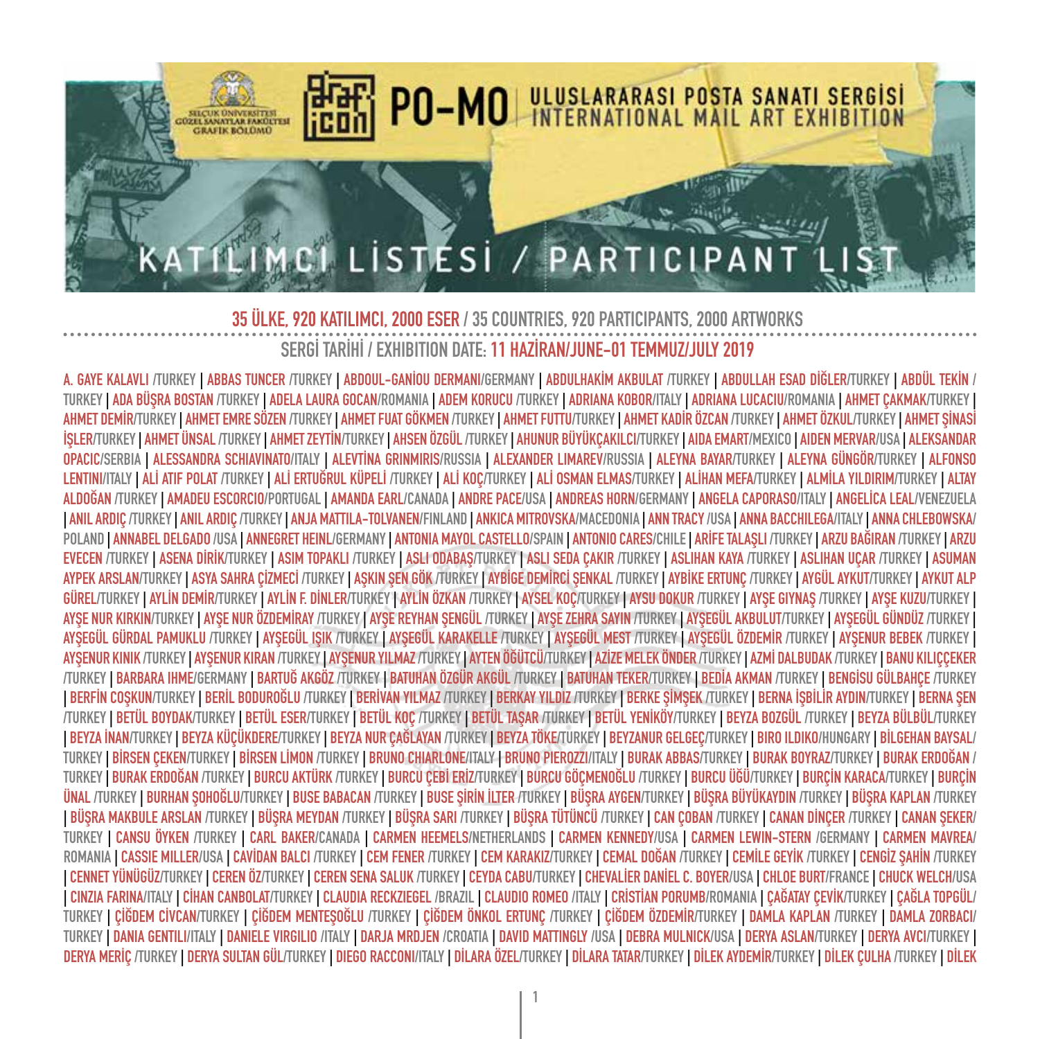SELÇUK ÜNİVERSİTESİ GÜZEL SANATLAR FAKÜLTESİ GRAFİK BÖLÜMÜ

# PO-MO ULUSLARARASI POSTA SANATI SERGİSİ / INTERNATIONAL MAIL ART EXHIBITION

## KATILIMCI LİSTESİ / PARTICIPANT LIST

**35 ÜLKE, 920 KATILIMCI, 2000 ESER** / 35 COUNTRIES, 920 PARTICIPANTS, 2000 ARTWORKS

SERGİ TARİHİ / EXHIBITION DATE: **11 HAZİRAN/JUNE-01 TEMMUZ/JULY 2019**

**A. GAYE KALAVLI** /TURKEY | **ABBAS TUNCER** /TURKEY | **ABDOUL-GANİOU DERMANI**/GERMANY | **ABDULHAKİM AKBULAT** /TURKEY | **ABDULLAH ESAD DİĞLER**/TURKEY | **ABDÜL TEKİN** /TURKEY | **ADA BÜŞRA BOSTAN** /TURKEY | **ADELA LAURA GOCAN**/ROMANIA | **ADEM KORUCU** /TURKEY | **ADRIANA KOBOR**/ITALY | **ADRIANA LUCACIU**/ROMANIA | **AHMET ÇAKMAK**/TURKEY | **AHMET DEMİR**/TURKEY | **AHMET EMRE SÖZEN** /TURKEY | **AHMET FUAT GÖKMEN** /TURKEY | **AHMET FUTTU**/TURKEY | **AHMET KADİR ÖZCAN** /TURKEY | **AHMET ÖZKUL**/TURKEY | **AHMET ŞİNASİ İŞLER**/TURKEY | **AHMET ÜNSAL** /TURKEY | **AHMET ZEYTİN**/TURKEY | **AHSEN ÖZGÜL** /TURKEY | **AHUNUR BÜYÜKÇAKILCI**/TURKEY | **AIDA EMART**/MEXICO | **AIDEN MERVAR**/USA | **ALEKSANDAR OPACIC**/SERBIA | **ALESSANDRA SCHIAVINATO**/ITALY | **ALEVTİNA GRINMIRIS**/RUSSIA | **ALEXANDER LIMAREV**/RUSSIA | **ALEYNA BAYAR**/TURKEY | **ALEYNA GÜNGÖR**/TURKEY | **ALFONSO LENTINI**/ITALY | **ALİ ATIF POLAT** /TURKEY | **ALİ ERTUĞRUL KÜPELİ** /TURKEY | **ALİ KOÇ**/TURKEY | **ALİ OSMAN ELMAS**/TURKEY | **ALİHAN MEFA**/TURKEY | **ALMİLA YILDIRIM**/TURKEY | **ALTAY ALDOĞAN** /TURKEY | **AMADEU ESCORCIO**/PORTUGAL | **AMANDA EARL**/CANADA | **ANDRE PACE**/USA | **ANDREAS HORN**/GERMANY | **ANGELA CAPORASO**/ITALY | **ANGELİCA LEAL**/VENEZUELA | **ANIL ARDIÇ** /TURKEY | **ANIL ARDIÇ** /TURKEY | **ANJA MATTILA-TOLVANEN**/FINLAND | **ANKICA MITROVSKA**/MACEDONIA | **ANN TRACY** /USA | **ANNA BACCHILEGA**/ITALY | **ANNA CHLEBOWSKA**/POLAND | **ANNABEL DELGADO** /USA | **ANNEGRET HEINL**/GERMANY | **ANTONIA MAYOL CASTELLO**/SPAIN | **ANTONIO CARES**/CHILE | **ARİFE TALAŞLI** /TURKEY | **ARZU BAĞIRAN** /TURKEY | **ARZU EVECEN** /TURKEY | **ASENA DİRİK**/TURKEY | **ASIM TOPAKLI** /TURKEY | **ASLI ODABAŞ**/TURKEY | **ASLI SEDA ÇAKIR** /TURKEY | **ASLIHAN KAYA** /TURKEY | **ASLIHAN UÇAR** /TURKEY | **ASUMAN AYPEK ARSLAN**/TURKEY | **ASYA SAHRA ÇİZMECİ** /TURKEY | **AŞKIN ŞEN GÖK** /TURKEY | **AYBİGE DEMİRCİ ŞENKAL** /TURKEY | **AYBİKE ERTUNÇ** /TURKEY | **AYGÜL AYKUT**/TURKEY | **AYKUT ALP GÜREL**/TURKEY | **AYLİN DEMİR**/TURKEY | **AYLİN F. DİNLER**/TURKEY | **AYLİN ÖZKAN** /TURKEY | **AYSEL KOÇ**/TURKEY | **AYSU DOKUR** /TURKEY | **AYŞE GIYNAŞ** /TURKEY | **AYŞE KUZU**/TURKEY | **AYŞE NUR KIRKIN**/TURKEY | **AYŞE NUR ÖZDEMİRAY** /TURKEY | **AYŞE REYHAN ŞENGÜL** /TURKEY | **AYŞE ZEHRA SAYIN** /TURKEY | **AYŞEGÜL AKBULUT**/TURKEY | **AYŞEGÜL GÜNDÜZ** /TURKEY | **AYŞEGÜL GÜRDAL PAMUKLU** /TURKEY | **AYŞEGÜL IŞIK** /TURKEY | **AYŞEGÜL KARAKELLE** /TURKEY | **AYŞEGÜL MEST** /TURKEY | **AYŞEGÜL ÖZDEMİR** /TURKEY | **AYŞENUR BEBEK** /TURKEY | **AYŞENUR KINIK** /TURKEY | **AYŞENUR KIRAN** /TURKEY | **AYŞENUR YILMAZ** /TURKEY | **AYTEN ÖĞÜTCÜ**/TURKEY | **AZİZE MELEK ÖNDER** /TURKEY | **AZMİ DALBUDAK** /TURKEY | **BANU KILIÇÇEKER** /TURKEY | **BARBARA IHME**/GERMANY | **BARTUĞ AKGÖZ** /TURKEY | **BATUHAN ÖZGÜR AKGÜL** /TURKEY | **BATUHAN TEKER**/TURKEY | **BEDİA AKMAN** /TURKEY | **BENGİSU GÜLBAHÇE** /TURKEY | **BERFİN COŞKUN**/TURKEY | **BERİL BODUROĞLU** /TURKEY | **BERİVAN YILMAZ** /TURKEY | **BERKAY YILDIZ** /TURKEY | **BERKE ŞİMŞEK** /TURKEY | **BERNA İŞBİLİR AYDIN**/TURKEY | **BERNA ŞEN** /TURKEY | **BETÜL BOYDAK**/TURKEY | **BETÜL ESER**/TURKEY | **BETÜL KOÇ** /TURKEY | **BETÜL TAŞAR** /TURKEY | **BETÜL YENİKÖY**/TURKEY | **BEYZA BOZGÜL** /TURKEY | **BEYZA BÜLBÜL**/TURKEY | **BEYZA İNAN**/TURKEY | **BEYZA KÜÇÜKDERE**/TURKEY | **BEYZA NUR ÇAĞLAYAN** /TURKEY | **BEYZA TÖKE**/TURKEY | **BEYZANUR GELGEÇ**/TURKEY | **BIRO ILDIKO**/HUNGARY | **BİLGEHAN BAYSAL**/TURKEY | **BİRSEN ÇEKEN**/TURKEY | **BİRSEN LİMON** /TURKEY | **BRUNO CHIARLONE**/ITALY | **BRUNO PIEROZZI**/ITALY | **BURAK ABBAS**/TURKEY | **BURAK BOYRAZ**/TURKEY | **BURAK ERDOĞAN** /TURKEY | **BURAK ERDOĞAN** /TURKEY | **BURCU AKTÜRK** /TURKEY | **BURCU ÇEBİ ERİZ**/TURKEY | **BURCU GÖÇMENOĞLU** /TURKEY | **BURCU ÜĞÜ**/TURKEY | **BURÇİN KARACA**/TURKEY | **BURÇİN ÜNAL** /TURKEY | **BURHAN ŞOHOĞLU**/TURKEY | **BUSE BABACAN** /TURKEY | **BUSE ŞİRİN İLTER** /TURKEY | **BÜŞRA AYGEN**/TURKEY | **BÜŞRA BÜYÜKAYDIN** /TURKEY | **BÜŞRA KAPLAN** /TURKEY | **BÜŞRA MAKBULE ARSLAN** /TURKEY | **BÜŞRA MEYDAN** /TURKEY | **BÜŞRA SARI** /TURKEY | **BÜŞRA TÜTÜNCÜ** /TURKEY | **CAN ÇOBAN** /TURKEY | **CANAN DİNÇER** /TURKEY | **CANAN ŞEKER**/TURKEY | **CANSU ÖYKEN** /TURKEY | **CARL BAKER**/CANADA | **CARMEN HEEMELS**/NETHERLANDS | **CARMEN KENNEDY**/USA | **CARMEN LEWIN-STERN** /GERMANY | **CARMEN MAVREA**/ROMANIA | **CASSIE MILLER**/USA | **CAVİDAN BALCI** /TURKEY | **CEM FENER** /TURKEY | **CEM KARAKIZ**/TURKEY | **CEMAL DOĞAN** /TURKEY | **CEMİLE GEYİK** /TURKEY | **CENGİZ ŞAHİN** /TURKEY | **CENNET YÜNÜGÜZ**/TURKEY | **CEREN ÖZ**/TURKEY | **CEREN SENA SALUK** /TURKEY | **CEYDA CABU**/TURKEY | **CHEVALİER DANİEL C. BOYER**/USA | **CHLOE BURT**/FRANCE | **CHUCK WELCH**/USA | **CINZIA FARINA**/ITALY | **CİHAN CANBOLAT**/TURKEY | **CLAUDIA RECKZIEGEL** /BRAZIL | **CLAUDIO ROMEO** /ITALY | **CRİSTİAN PORUMB**/ROMANIA | **ÇAĞATAY ÇEVİK**/TURKEY | **ÇAĞLA TOPGÜL**/TURKEY | **ÇİĞDEM CİVCAN**/TURKEY | **ÇİĞDEM MENTEŞOĞLU** /TURKEY | **ÇİĞDEM ÖNKOL ERTUNÇ** /TURKEY | **ÇİĞDEM ÖZDEMİR**/TURKEY | **DAMLA KAPLAN** /TURKEY | **DAMLA ZORBACI**/TURKEY | **DANIA GENTILI**/ITALY | **DANIELE VIRGILIO** /ITALY | **DARJA MRDJEN** /CROATIA | **DAVID MATTINGLY** /USA | **DEBRA MULNICK**/USA | **DERYA ASLAN**/TURKEY | **DERYA AVCI**/TURKEY | **DERYA MERİÇ** /TURKEY | **DERYA SULTAN GÜL**/TURKEY | **DIEGO RACCONI**/ITALY | **DİLARA ÖZEL**/TURKEY | **DİLARA TATAR**/TURKEY | **DİLEK AYDEMİR**/TURKEY | **DİLEK ÇULHA** /TURKEY | **DİLEK**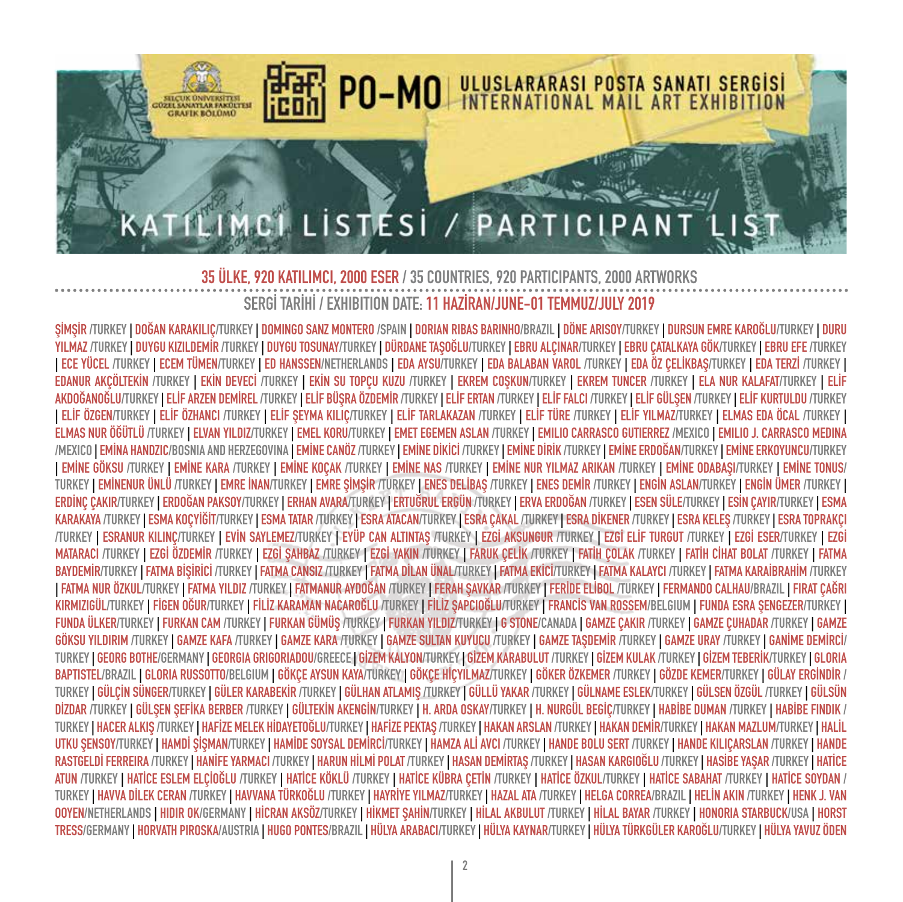# PO-MO ULUSLARARASI POSTA SANATI SERGİSİ / INTERNATIONAL MAIL ART EXHIBITION

## KATILIMCI LİSTESİ / PARTICIPANT LIST

**35 ÜLKE, 920 KATILIMCI, 2000 ESER / 35 COUNTRIES, 920 PARTICIPANTS, 2000 ARTWORKS**

**SERGİ TARİHİ / EXHIBITION DATE: 11 HAZİRAN/JUNE-01 TEMMUZ/JULY 2019**

ŞİMŞİR /TURKEY | DOĞAN KARAKILIÇ/TURKEY | DOMINGO SANZ MONTERO /SPAIN | DORIAN RIBAS BARINHO/BRAZIL | DÖNE ARISOY/TURKEY | DURSUN EMRE KAROĞLU/TURKEY | DURU YILMAZ /TURKEY | DUYGU KIZILDEMİR /TURKEY | DUYGU TOSUNAY/TURKEY | DÜRDANE TAŞOĞLU/TURKEY | EBRU ALÇINAR/TURKEY | EBRU ÇATALKAYA GÖK/TURKEY | EBRU EFE /TURKEY | ECE YÜCEL /TURKEY | ECEM TÜMEN/TURKEY | ED HANSSEN/NETHERLANDS | EDA AYSU/TURKEY | EDA BALABAN VAROL /TURKEY | EDA ÖZ ÇELİKBAŞ/TURKEY | EDA TERZİ /TURKEY | EDANUR AKÇÖLTEKİN /TURKEY | EKİN DEVECİ /TURKEY | EKİN SU TOPÇU KUZU /TURKEY | EKREM COŞKUN/TURKEY | EKREM TUNCER /TURKEY | ELA NUR KALAFAT/TURKEY | ELİF AKDOĞANOĞLU/TURKEY | ELİF ARZEN DEMİREL /TURKEY | ELİF BÜŞRA ÖZDEMİR /TURKEY | ELİF ERTAN /TURKEY | ELİF FALCI /TURKEY | ELİF GÜLŞEN /TURKEY | ELİF KURTULDU /TURKEY | ELİF ÖZGEN/TURKEY | ELİF ÖZHANCI /TURKEY | ELİF ŞEYMA KILIÇ/TURKEY | ELİF TARLAKAZAN /TURKEY | ELİF TÜRE /TURKEY | ELİF YILMAZ/TURKEY | ELMAS EDA ÖCAL /TURKEY | ELMAS NUR ÖĞÜTLÜ /TURKEY | ELVAN YILDIZ/TURKEY | EMEL KORU/TURKEY | EMET EGEMEN ASLAN /TURKEY | EMILIO CARRASCO GUTIERREZ /MEXICO | EMILIO J. CARRASCO MEDINA /MEXICO | EMİNA HANDZIC/BOSNIA AND HERZEGOVINA | EMİNE CANÖZ /TURKEY | EMİNE DİKİCİ /TURKEY | EMİNE DİRİK /TURKEY | EMİNE ERDOĞAN/TURKEY | EMİNE ERKOYUNCU/TURKEY | EMİNE GÖKSU /TURKEY | EMİNE KARA /TURKEY | EMİNE KOÇAK /TURKEY | EMİNE NAS /TURKEY | EMİNE NUR YILMAZ ARIKAN /TURKEY | EMİNE ODABAŞI/TURKEY | EMİNE TONUS/TURKEY | EMİNENUR ÜNLÜ /TURKEY | EMRE İNAN/TURKEY | EMRE ŞİMŞİR /TURKEY | ENES DELİBAŞ /TURKEY | ENES DEMİR /TURKEY | ENGİN ASLAN/TURKEY | ENGİN ÜMER /TURKEY | ERDİNÇ ÇAKIR/TURKEY | ERDOĞAN PAKSOY/TURKEY | ERHAN AVARA/TURKEY | ERTUĞRUL ERGÜN /TURKEY | ERVA ERDOĞAN /TURKEY | ESEN SÜLE/TURKEY | ESİN ÇAYIR/TURKEY | ESMA KARAKAYA /TURKEY | ESMA KOÇYİĞİT/TURKEY | ESMA TATAR /TURKEY | ESRA ATACAN/TURKEY | ESRA ÇAKAL /TURKEY | ESRA DİKENER /TURKEY | ESRA KELEŞ /TURKEY | ESRA TOPRAKÇI /TURKEY | ESRANUR KILINÇ/TURKEY | EVİN SAYLEMEZ/TURKEY | EYÜP CAN ALTINTAŞ /TURKEY | EZGİ AKSUNGUR /TURKEY | EZGİ ELİF TURGUT /TURKEY | EZGİ ESER/TURKEY | EZGİ MATARACI /TURKEY | EZGİ ÖZDEMİR /TURKEY | EZGİ ŞAHBAZ /TURKEY | EZGİ YAKIN /TURKEY | FARUK ÇELİK /TURKEY | FATİH ÇOLAK /TURKEY | FATİH CİHAT BOLAT /TURKEY | FATMA BAYDEMİR/TURKEY | FATMA BİŞİRİCİ /TURKEY | FATMA CANSIZ /TURKEY | FATMA DİLAN ÜNAL/TURKEY | FATMA EKİCİ/TURKEY | FATMA KALAYCI /TURKEY | FATMA KARAİBRAHİM /TURKEY | FATMA NUR ÖZKUL/TURKEY | FATMA YILDIZ /TURKEY | FATMANUR AYDOĞAN /TURKEY | FERAH ŞAVKAR /TURKEY | FERİDE ELİBOL /TURKEY | FERMANDO CALHAU/BRAZIL | FIRAT ÇAĞRI KIRMIZIGÜL/TURKEY | FİGEN OĞUR/TURKEY | FİLİZ KARAMAN NACAROĞLU /TURKEY | FİLİZ ŞAPCIOĞLU/TURKEY | FRANCİS VAN ROSSEM/BELGIUM | FUNDA ESRA ŞENGEZER/TURKEY | FUNDA ÜLKER/TURKEY | FURKAN CAM /TURKEY | FURKAN GÜMÜŞ /TURKEY | FURKAN YILDIZ/TURKEY | G STONE/CANADA | GAMZE ÇAKIR /TURKEY | GAMZE ÇUHADAR /TURKEY | GAMZE GÖKSU YILDIRIM /TURKEY | GAMZE KAFA /TURKEY | GAMZE KARA /TURKEY | GAMZE SULTAN KUYUCU /TURKEY | GAMZE TAŞDEMİR /TURKEY | GAMZE URAY /TURKEY | GANİME DEMİRCİ/TURKEY | GEORG BOTHE/GERMANY | GEORGIA GRIGORIADOU/GREECE | GİZEM KALYON/TURKEY | GİZEM KARABULUT /TURKEY | GİZEM KULAK /TURKEY | GİZEM TEBERİK/TURKEY | GLORIA BAPTISTEL/BRAZIL | GLORIA RUSSOTTO/BELGIUM | GÖKÇE AYSUN KAYA/TURKEY | GÖKÇE HİÇYILMAZ/TURKEY | GÖKER ÖZKEMER /TURKEY | GÖZDE KEMER/TURKEY | GÜLAY ERGİNDİR /TURKEY | GÜLÇİN SÜNGER/TURKEY | GÜLER KARABEKİR /TURKEY | GÜLHAN ATLAMIŞ /TURKEY | GÜLLÜ YAKAR /TURKEY | GÜLNAME ESLEK/TURKEY | GÜLSEN ÖZGÜL /TURKEY | GÜLSÜN DİZDAR /TURKEY | GÜLŞEN ŞEFİKA BERBER /TURKEY | GÜLTEKİN AKENGİN/TURKEY | H. ARDA OSKAY/TURKEY | H. NURGÜL BEGİÇ/TURKEY | HABİBE DUMAN /TURKEY | HABİBE FINDIK /TURKEY | HACER ALKIŞ /TURKEY | HAFİZE MELEK HİDAYETOĞLU/TURKEY | HAFİZE PEKTAŞ /TURKEY | HAKAN ARSLAN /TURKEY | HAKAN DEMİR/TURKEY | HAKAN MAZLUM/TURKEY | HALİL UTKU ŞENSOY/TURKEY | HAMDİ ŞİŞMAN/TURKEY | HAMİDE SOYSAL DEMİRCİ/TURKEY | HAMZA ALİ AVCI /TURKEY | HANDE BOLU SERT /TURKEY | HANDE KILIÇARSLAN /TURKEY | HANDE RASTGELDİ FERREIRA /TURKEY | HANİFE YARMACI /TURKEY | HARUN HİLMİ POLAT /TURKEY | HASAN DEMİRTAŞ /TURKEY | HASAN KARGIOĞLU /TURKEY | HASİBE YAŞAR /TURKEY | HATİCE ATUN /TURKEY | HATİCE ESLEM ELÇİOĞLU /TURKEY | HATİCE KÖKLÜ /TURKEY | HATİCE KÜBRA ÇETİN /TURKEY | HATİCE ÖZKUL/TURKEY | HATİCE SABAHAT /TURKEY | HATİCE SOYDAN /TURKEY | HAVVA DİLEK CERAN /TURKEY | HAVVANA TÜRKOĞLU /TURKEY | HAYRİYE YILMAZ/TURKEY | HAZAL ATA /TURKEY | HELGA CORREA/BRAZIL | HELİN AKIN /TURKEY | HENK J. VAN OOYEN/NETHERLANDS | HIDIR OK/GERMANY | HİCRAN AKSÖZ/TURKEY | HİKMET ŞAHİN/TURKEY | HİLAL AKBULUT /TURKEY | HİLAL BAYAR /TURKEY | HONORIA STARBUCK/USA | HORST TRESS/GERMANY | HORVATH PIROSKA/AUSTRIA | HUGO PONTES/BRAZIL | HÜLYA ARABACI/TURKEY | HÜLYA KAYNAR/TURKEY | HÜLYA TÜRKGÜLER KAROĞLU/TURKEY | HÜLYA YAVUZ ÖDEN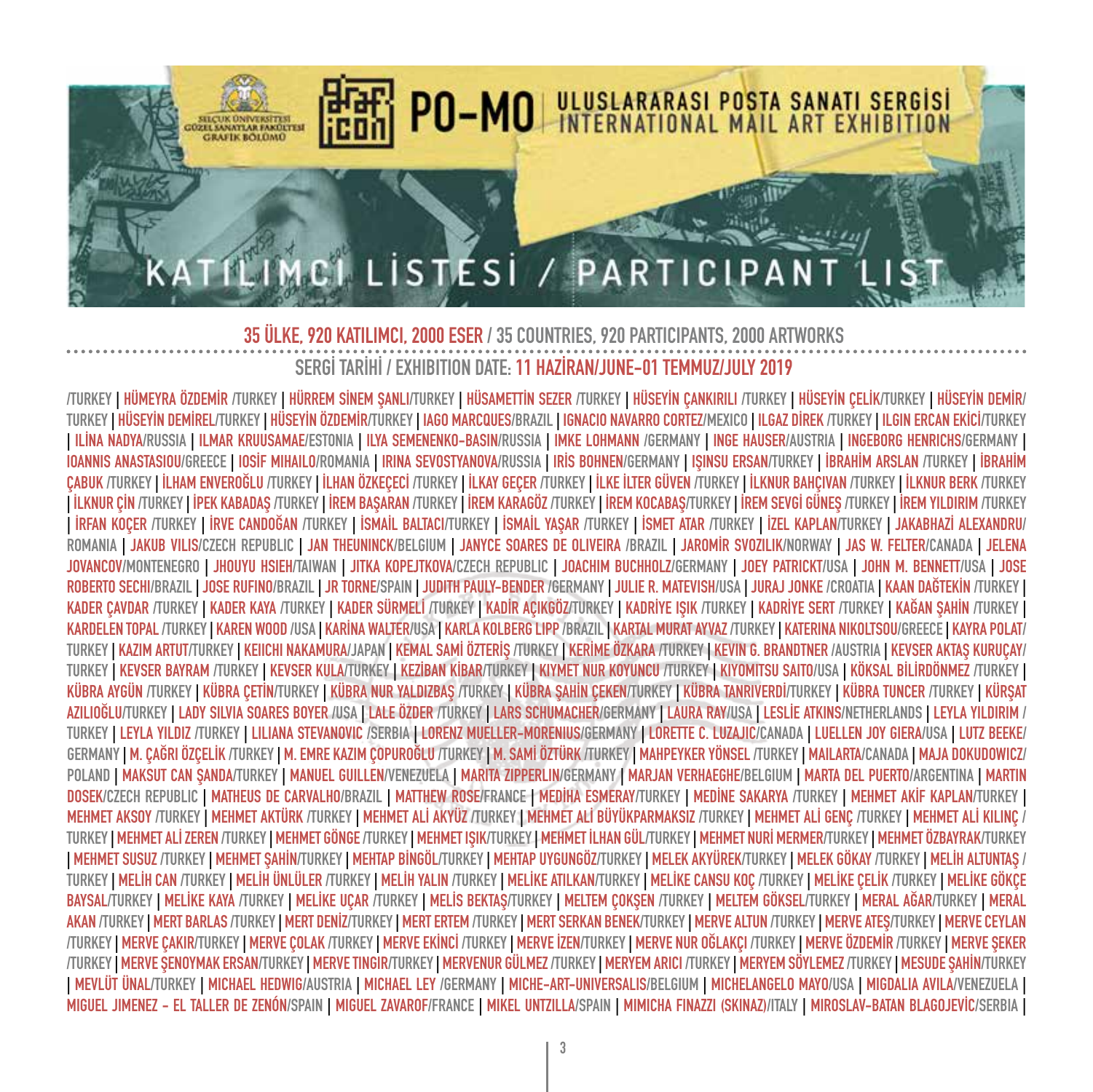SELÇUK ÜNİVERSİTESİ GÜZEL SANATLAR FAKÜLTESİ GRAFİK BÖLÜMÜ

# PO-MO ULUSLARARASI POSTA SANATI SERGİSİ / INTERNATIONAL MAIL ART EXHIBITION

## KATILIMCI LİSTESİ / PARTICIPANT LIST

**35 ÜLKE, 920 KATILIMCI, 2000 ESER** / 35 COUNTRIES, 920 PARTICIPANTS, 2000 ARTWORKS

SERGİ TARİHİ / EXHIBITION DATE: **11 HAZİRAN/JUNE-01 TEMMUZ/JULY 2019**

/TURKEY | **HÜMEYRA ÖZDEMİR** /TURKEY | **HÜRREM SİNEM ŞANLI**/TURKEY | **HÜSAMETTİN SEZER** /TURKEY | **HÜSEYİN ÇANKIRILI** /TURKEY | **HÜSEYİN ÇELİK**/TURKEY | **HÜSEYİN DEMİR**/TURKEY | **HÜSEYİN DEMİREL**/TURKEY | **HÜSEYİN ÖZDEMİR**/TURKEY | **IAGO MARCQUES**/BRAZIL | **IGNACIO NAVARRO CORTEZ**/MEXICO | **ILGAZ DİREK** /TURKEY | **ILGIN ERCAN EKİCİ**/TURKEY | **İLİNA NADYA**/RUSSIA | **ILMAR KRUUSAMAE**/ESTONIA | **ILYA SEMENENKO-BASIN**/RUSSIA | **IMKE LOHMANN** /GERMANY | **INGE HAUSER**/AUSTRIA | **INGEBORG HENRICHS**/GERMANY | **IOANNIS ANASTASIOU**/GREECE | **IOSİF MIHAILO**/ROMANIA | **IRINA SEVOSTYANOVA**/RUSSIA | **IRİS BOHNEN**/GERMANY | **IŞINSU ERSAN**/TURKEY | **İBRAHİM ARSLAN** /TURKEY | **İBRAHİM ÇABUK** /TURKEY | **İLHAM ENVEROĞLU** /TURKEY | **İLHAN ÖZKEÇECİ** /TURKEY | **İLKAY GEÇER** /TURKEY | **İLKE İLTER GÜVEN** /TURKEY | **İLKNUR BAHÇIVAN** /TURKEY | **İLKNUR BERK** /TURKEY | **İLKNUR ÇİN** /TURKEY | **İPEK KABADAŞ** /TURKEY | **İREM BAŞARAN** /TURKEY | **İREM KARAGÖZ** /TURKEY | **İREM KOCABAŞ**/TURKEY | **İREM SEVGİ GÜNEŞ** /TURKEY | **İREM YILDIRIM** /TURKEY | **İRFAN KOÇER** /TURKEY | **İRVE CANDOĞAN** /TURKEY | **İSMAİL BALTACI**/TURKEY | **İSMAİL YAŞAR** /TURKEY | **İSMET ATAR** /TURKEY | **İZEL KAPLAN**/TURKEY | **JAKABHAZİ ALEXANDRU**/ROMANIA | **JAKUB VILIS**/CZECH REPUBLIC | **JAN THEUNINCK**/BELGIUM | **JANYCE SOARES DE OLIVEIRA** /BRAZIL | **JAROMİR SVOZILIK**/NORWAY | **JAS W. FELTER**/CANADA | **JELENA JOVANCOV**/MONTENEGRO | **JHOUYU HSIEH**/TAIWAN | **JITKA KOPEJTKOVA**/CZECH REPUBLIC | **JOACHIM BUCHHOLZ**/GERMANY | **JOEY PATRICKT**/USA | **JOHN M. BENNETT**/USA | **JOSE ROBERTO SECHI**/BRAZIL | **JOSE RUFINO**/BRAZIL | **JR TORNE**/SPAIN | **JUDITH PAULY-BENDER** /GERMANY | **JULIE R. MATEVISH**/USA | **JURAJ JONKE** /CROATIA | **KAAN DAĞTEKİN** /TURKEY | **KADER ÇAVDAR** /TURKEY | **KADER KAYA** /TURKEY | **KADER SÜRMELİ** /TURKEY | **KADİR AÇIKGÖZ**/TURKEY | **KADRİYE IŞIK** /TURKEY | **KADRİYE SERT** /TURKEY | **KAĞAN ŞAHİN** /TURKEY | **KARDELEN TOPAL** /TURKEY | **KAREN WOOD** /USA | **KARİNA WALTER**/USA | **KARLA KOLBERG LIPP** /BRAZIL | **KARTAL MURAT AYVAZ** /TURKEY | **KATERINA NIKOLTSOU**/GREECE | **KAYRA POLAT**/TURKEY | **KAZIM ARTUT**/TURKEY | **KEIICHI NAKAMURA**/JAPAN | **KEMAL SAMİ ÖZTERİŞ** /TURKEY | **KERİME ÖZKARA** /TURKEY | **KEVIN G. BRANDTNER** /AUSTRIA | **KEVSER AKTAŞ KURUÇAY**/TURKEY | **KEVSER BAYRAM** /TURKEY | **KEVSER KULA**/TURKEY | **KEZİBAN KİBAR**/TURKEY | **KIYMET NUR KOYUNCU** /TURKEY | **KIYOMITSU SAITO**/USA | **KÖKSAL BİLİRDÖNMEZ** /TURKEY | **KÜBRA AYGÜN** /TURKEY | **KÜBRA ÇETİN**/TURKEY | **KÜBRA NUR YALDIZBAŞ** /TURKEY | **KÜBRA ŞAHİN ÇEKEN**/TURKEY | **KÜBRA TANRIVERDİ**/TURKEY | **KÜBRA TUNCER** /TURKEY | **KÜRŞAT AZILIOĞLU**/TURKEY | **LADY SILVIA SOARES BOYER** /USA | **LALE ÖZDER** /TURKEY | **LARS SCHUMACHER**/GERMANY | **LAURA RAY**/USA | **LESLİE ATKINS**/NETHERLANDS | **LEYLA YILDIRIM** /TURKEY | **LEYLA YILDIZ** /TURKEY | **LILIANA STEVANOVIC** /SERBIA | **LORENZ MUELLER-MORENIUS**/GERMANY | **LORETTE C. LUZAJIC**/CANADA | **LUELLEN JOY GIERA**/USA | **LUTZ BEEKE**/GERMANY | **M. ÇAĞRI ÖZÇELİK** /TURKEY | **M. EMRE KAZIM ÇOPUROĞLU** /TURKEY | **M. SAMİ ÖZTÜRK** /TURKEY | **MAHPEYKER YÖNSEL** /TURKEY | **MAILARTA**/CANADA | **MAJA DOKUDOWICZ**/POLAND | **MAKSUT CAN ŞANDA**/TURKEY | **MANUEL GUILLEN**/VENEZUELA | **MARITA ZIPPERLIN**/GERMANY | **MARJAN VERHAEGHE**/BELGIUM | **MARTA DEL PUERTO**/ARGENTINA | **MARTIN DOSEK**/CZECH REPUBLIC | **MATHEUS DE CARVALHO**/BRAZIL | **MATTHEW ROSE**/FRANCE | **MEDİHA ESMERAY**/TURKEY | **MEDİNE SAKARYA** /TURKEY | **MEHMET AKİF KAPLAN**/TURKEY | **MEHMET AKSOY** /TURKEY | **MEHMET AKTÜRK** /TURKEY | **MEHMET ALİ AKYÜZ** /TURKEY | **MEHMET ALİ BÜYÜKPARMAKSIZ** /TURKEY | **MEHMET ALİ GENÇ** /TURKEY | **MEHMET ALİ KILINÇ** /TURKEY | **MEHMET ALİ ZEREN** /TURKEY | **MEHMET GÖNGE** /TURKEY | **MEHMET IŞIK**/TURKEY | **MEHMET İLHAN GÜL**/TURKEY | **MEHMET NURİ MERMER**/TURKEY | **MEHMET ÖZBAYRAK**/TURKEY | **MEHMET SUSUZ** /TURKEY | **MEHMET ŞAHİN**/TURKEY | **MEHTAP BİNGÖL**/TURKEY | **MEHTAP UYGUNGÖZ**/TURKEY | **MELEK AKYÜREK**/TURKEY | **MELEK GÖKAY** /TURKEY | **MELİH ALTUNTAŞ** /TURKEY | **MELİH CAN** /TURKEY | **MELİH ÜNLÜLER** /TURKEY | **MELİH YALIN** /TURKEY | **MELİKE ATILKAN**/TURKEY | **MELİKE CANSU KOÇ** /TURKEY | **MELİKE ÇELİK** /TURKEY | **MELİKE GÖKÇE BAYSAL**/TURKEY | **MELİKE KAYA** /TURKEY | **MELİKE UÇAR** /TURKEY | **MELİS BEKTAŞ**/TURKEY | **MELTEM ÇOKŞEN** /TURKEY | **MELTEM GÖKSEL**/TURKEY | **MERAL AĞAR**/TURKEY | **MERAL AKAN** /TURKEY | **MERT BARLAS** /TURKEY | **MERT DENİZ**/TURKEY | **MERT ERTEM** /TURKEY | **MERT SERKAN BENEK**/TURKEY | **MERVE ALTUN** /TURKEY | **MERVE ATEŞ**/TURKEY | **MERVE CEYLAN** /TURKEY | **MERVE ÇAKIR**/TURKEY | **MERVE ÇOLAK** /TURKEY | **MERVE EKİNCİ** /TURKEY | **MERVE İZEN**/TURKEY | **MERVE NUR OĞLAKÇI** /TURKEY | **MERVE ÖZDEMİR** /TURKEY | **MERVE ŞEKER** /TURKEY | **MERVE ŞENOYMAK ERSAN**/TURKEY | **MERVE TINGIR**/TURKEY | **MERVENUR GÜLMEZ** /TURKEY | **MERYEM ARICI** /TURKEY | **MERYEM SÖYLEMEZ** /TURKEY | **MESUDE ŞAHİN**/TURKEY | **MEVLÜT ÜNAL**/TURKEY | **MICHAEL HEDWIG**/AUSTRIA | **MICHAEL LEY** /GERMANY | **MICHE-ART-UNIVERSALIS**/BELGIUM | **MICHELANGELO MAYO**/USA | **MIGDALIA AVILA**/VENEZUELA | **MIGUEL JIMENEZ - EL TALLER DE ZENÓN**/SPAIN | **MIGUEL ZAVAROF**/FRANCE | **MIKEL UNTZILLA**/SPAIN | **MIMICHA FINAZZI (SKINAZ)**/ITALY | **MIROSLAV-BATAN BLAGOJEVİC**/SERBIA |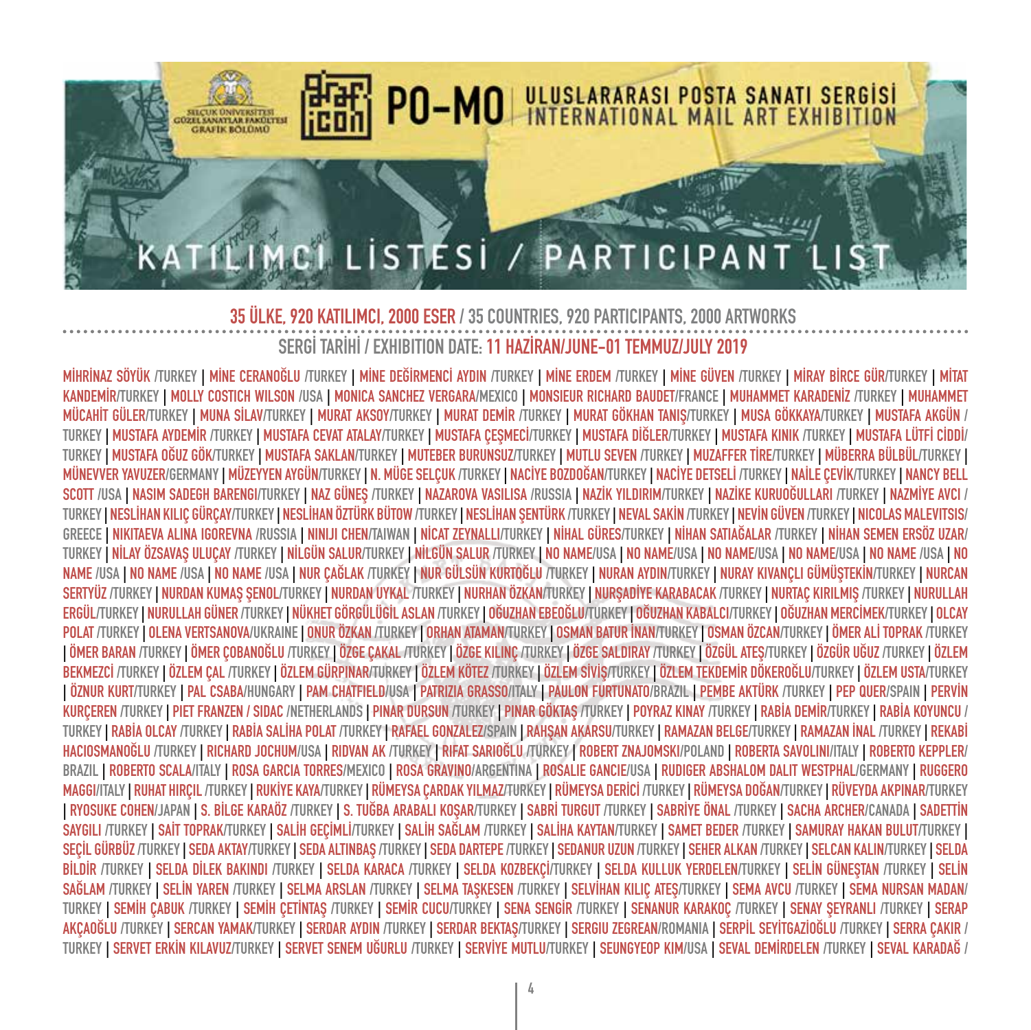SELÇUK ÜNİVERSİTESİ GÜZEL SANATLAR FAKÜLTESİ GRAFİK BÖLÜMÜ

# PO-MO ULUSLARARASI POSTA SANATI SERGİSİ / INTERNATIONAL MAIL ART EXHIBITION

## KATILIMCI LİSTESİ / PARTICIPANT LIST

**35 ÜLKE, 920 KATILIMCI, 2000 ESER** / 35 COUNTRIES, 920 PARTICIPANTS, 2000 ARTWORKS

SERGİ TARİHİ / EXHIBITION DATE: **11 HAZİRAN/JUNE-01 TEMMUZ/JULY 2019**

MİHRİNAZ SÖYÜK /TURKEY | MİNE CERANOĞLU /TURKEY | MİNE DEĞİRMENCİ AYDIN /TURKEY | MİNE ERDEM /TURKEY | MİNE GÜVEN /TURKEY | MİRAY BİRCE GÜR/TURKEY | MİTAT KANDEMİR/TURKEY | MOLLY COSTICH WILSON /USA | MONICA SANCHEZ VERGARA/MEXICO | MONSIEUR RICHARD BAUDET/FRANCE | MUHAMMET KARADENİZ /TURKEY | MUHAMMET MÜCAHİT GÜLER/TURKEY | MUNA SİLAV/TURKEY | MURAT AKSOY/TURKEY | MURAT DEMİR /TURKEY | MURAT GÖKHAN TANIŞ/TURKEY | MUSA GÖKKAYA/TURKEY | MUSTAFA AKGÜN / TURKEY | MUSTAFA AYDEMİR /TURKEY | MUSTAFA CEVAT ATALAY/TURKEY | MUSTAFA ÇEŞMECİ/TURKEY | MUSTAFA DİĞLER/TURKEY | MUSTAFA KINIK /TURKEY | MUSTAFA LÜTFİ CİDDİ/ TURKEY | MUSTAFA OĞUZ GÖK/TURKEY | MUSTAFA SAKLAN/TURKEY | MUTEBER BURUNSUZ/TURKEY | MUTLU SEVEN /TURKEY | MUZAFFER TİRE/TURKEY | MÜBERRA BÜLBÜL/TURKEY | MÜNEVVER YAVUZER/GERMANY | MÜZEYYEN AYGÜN/TURKEY | N. MÜGE SELÇUK /TURKEY | NACİYE BOZDOĞAN/TURKEY | NACİYE DETSELİ /TURKEY | NAİLE ÇEVİK/TURKEY | NANCY BELL SCOTT /USA | NASIM SADEGH BARENGI/TURKEY | NAZ GÜNEŞ /TURKEY | NAZAROVA VASILISA /RUSSIA | NAZİK YILDIRIM/TURKEY | NAZİKE KURUOĞULLARI /TURKEY | NAZMİYE AVCI / TURKEY | NESLİHAN KILIÇ GÜRÇAY/TURKEY | NESLİHAN ÖZTÜRK BÜTOW /TURKEY | NESLİHAN ŞENTÜRK /TURKEY | NEVAL SAKİN /TURKEY | NEVİN GÜVEN /TURKEY | NICOLAS MALEVITSIS/ GREECE | NIKITAEVA ALINA IGOREVNA /RUSSIA | NINIJI CHEN/TAIWAN | NİCAT ZEYNALLI/TURKEY | NİHAL GÜRES/TURKEY | NİHAN SATIAĞALAR /TURKEY | NİHAN SEMEN ERSÖZ UZAR/ TURKEY | NİLAY ÖZSAVAŞ ULUÇAY /TURKEY | NİLGÜN SALUR/TURKEY | NİLGÜN SALUR /TURKEY | NO NAME/USA | NO NAME/USA | NO NAME/USA | NO NAME/USA | NO NAME /USA | NO NAME /USA | NO NAME /USA | NO NAME /USA | NUR ÇAĞLAK /TURKEY | NUR GÜLSÜN KURTOĞLU /TURKEY | NURAN AYDIN/TURKEY | NURAY KIVANÇLI GÜMÜŞTEKİN/TURKEY | NURCAN SERTYÜZ /TURKEY | NURDAN KUMAŞ ŞENOL/TURKEY | NURDAN UYKAL /TURKEY | NURHAN ÖZKAN/TURKEY | NURŞADİYE KARABACAK /TURKEY | NURTAÇ KIRILMIŞ /TURKEY | NURULLAH ERGÜL/TURKEY | NURULLAH GÜNER /TURKEY | NÜKHET GÖRGÜLÜGİL ASLAN /TURKEY | OĞUZHAN EBEOĞLU/TURKEY | OĞUZHAN KABALCI/TURKEY | OĞUZHAN MERCİMEK/TURKEY | OLCAY POLAT /TURKEY | OLENA VERTSANOVA/UKRAINE | ONUR ÖZKAN /TURKEY | ORHAN ATAMAN/TURKEY | OSMAN BATUR İNAN/TURKEY | OSMAN ÖZCAN/TURKEY | ÖMER ALİ TOPRAK /TURKEY | ÖMER BARAN /TURKEY | ÖMER ÇOBANOĞLU /TURKEY | ÖZGE ÇAKAL /TURKEY | ÖZGE KILINÇ /TURKEY | ÖZGE SALDIRAY /TURKEY | ÖZGÜL ATEŞ/TURKEY | ÖZGÜR UĞUZ /TURKEY | ÖZLEM BEKMEZCİ /TURKEY | ÖZLEM ÇAL /TURKEY | ÖZLEM GÜRPINAR/TURKEY | ÖZLEM KÖTEZ /TURKEY | ÖZLEM SİVİŞ/TURKEY | ÖZLEM TEKDEMİR DÖKEROĞLU/TURKEY | ÖZLEM USTA/TURKEY | ÖZNUR KURT/TURKEY | PAL CSABA/HUNGARY | PAM CHATFIELD/USA | PATRIZIA GRASSO/ITALY | PAULON FURTUNATO/BRAZIL | PEMBE AKTÜRK /TURKEY | PEP QUER/SPAIN | PERVİN KURÇEREN /TURKEY | PIET FRANZEN / SIDAC /NETHERLANDS | PINAR DURSUN /TURKEY | PINAR GÖKTAŞ /TURKEY | POYRAZ KINAY /TURKEY | RABİA DEMİR/TURKEY | RABİA KOYUNCU / TURKEY | RABİA OLCAY /TURKEY | RABİA SALİHA POLAT /TURKEY | RAFAEL GONZALEZ/SPAIN | RAHŞAN AKARSU/TURKEY | RAMAZAN BELGE/TURKEY | RAMAZAN İNAL /TURKEY | REKABİ HACIOSMANOĞLU /TURKEY | RICHARD JOCHUM/USA | RIDVAN AK /TURKEY | RİFAT SARIOĞLU /TURKEY | ROBERT ZNAJOMSKI/POLAND | ROBERTA SAVOLINI/ITALY | ROBERTO KEPPLER/ BRAZIL | ROBERTO SCALA/ITALY | ROSA GARCIA TORRES/MEXICO | ROSA GRAVINO/ARGENTINA | ROSALIE GANCIE/USA | RUDIGER ABSHALOM DALIT WESTPHAL/GERMANY | RUGGERO MAGGI/ITALY | RUHAT HIRÇIL /TURKEY | RUKİYE KAYA/TURKEY | RÜMEYSA ÇARDAK YILMAZ/TURKEY | RÜMEYSA DERİCİ /TURKEY | RÜMEYSA DOĞAN/TURKEY | RÜVEYDA AKPINAR/TURKEY | RYOSUKE COHEN/JAPAN | S. BİLGE KARAÖZ /TURKEY | S. TUĞBA ARABALI KOŞAR/TURKEY | SABRİ TURGUT /TURKEY | SABRİYE ÖNAL /TURKEY | SACHA ARCHER/CANADA | SADETTİN SAYGILI /TURKEY | SAİT TOPRAK/TURKEY | SALİH GEÇİMLİ/TURKEY | SALİH SAĞLAM /TURKEY | SALİHA KAYTAN/TURKEY | SAMET BEDER /TURKEY | SAMURAY HAKAN BULUT/TURKEY | SEÇİL GÜRBÜZ /TURKEY | SEDA AKTAY/TURKEY | SEDA ALTINBAŞ /TURKEY | SEDA DARTEPE /TURKEY | SEDANUR UZUN /TURKEY | SEHER ALKAN /TURKEY | SELCAN KALIN/TURKEY | SELDA BİLDİR /TURKEY | SELDA DİLEK BAKINDI /TURKEY | SELDA KARACA /TURKEY | SELDA KOZBEKÇİ/TURKEY | SELDA KULLUK YERDELEN/TURKEY | SELİN GÜNEŞTAN /TURKEY | SELİN SAĞLAM /TURKEY | SELİN YAREN /TURKEY | SELMA ARSLAN /TURKEY | SELMA TAŞKESEN /TURKEY | SELVİHAN KILIÇ ATEŞ/TURKEY | SEMA AVCU /TURKEY | SEMA NURSAN MADAN/ TURKEY | SEMİH ÇABUK /TURKEY | SEMİH ÇETİNTAŞ /TURKEY | SEMİR CUCU/TURKEY | SENA SENGİR /TURKEY | SENANUR KARAKOÇ /TURKEY | SENAY ŞEYRANLI /TURKEY | SERAP AKÇAOĞLU /TURKEY | SERCAN YAMAK/TURKEY | SERDAR AYDIN /TURKEY | SERDAR BEKTAŞ/TURKEY | SERGIU ZEGREAN/ROMANIA | SERPİL SEYİTGAZİOĞLU /TURKEY | SERRA ÇAKIR / TURKEY | SERVET ERKİN KILAVUZ/TURKEY | SERVET SENEM UĞURLU /TURKEY | SERVİYE MUTLU/TURKEY | SEUNGYEOP KIM/USA | SEVAL DEMİRDELEN /TURKEY | SEVAL KARADAĞ /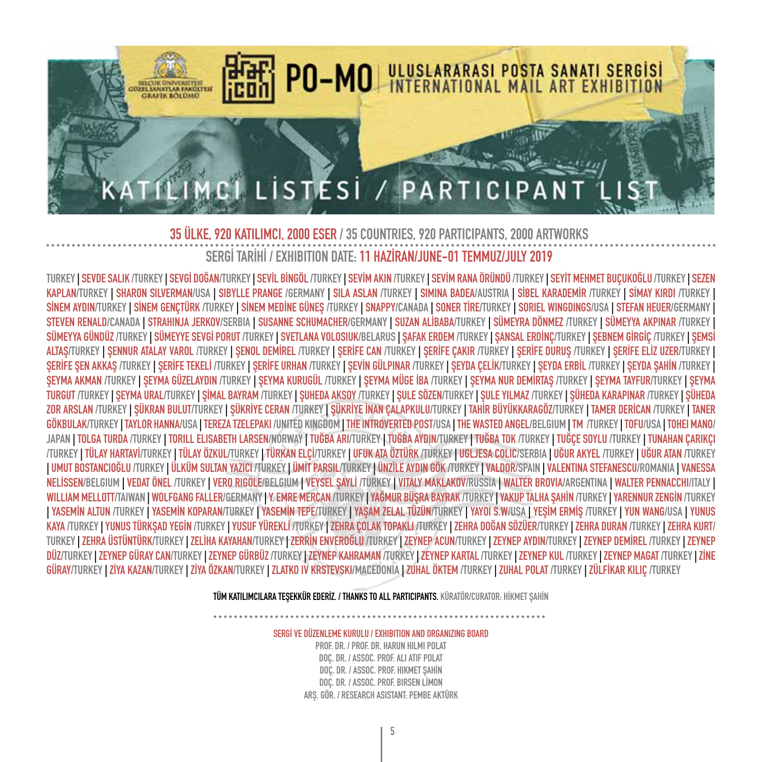SELÇUK ÜNİVERSİTESİ GÜZEL SANATLAR FAKÜLTESİ GRAFİK BÖLÜMÜ

# PO-MO ULUSLARARASI POSTA SANATI SERGİSİ / INTERNATIONAL MAIL ART EXHIBITION

## KATILIMCI LİSTESİ / PARTICIPANT LIST

**35 ÜLKE, 920 KATILIMCI, 2000 ESER / 35 COUNTRIES, 920 PARTICIPANTS, 2000 ARTWORKS**

**SERGİ TARİHİ / EXHIBITION DATE: 11 HAZİRAN/JUNE-01 TEMMUZ/JULY 2019**

TURKEY | SEVDE SALIK /TURKEY | SEVGİ DOĞAN/TURKEY | SEVİL BİNGÖL /TURKEY | SEVİM AKIN /TURKEY | SEVİM RANA ÖRÜNDÜ /TURKEY | SEYİT MEHMET BUÇUKOĞLU /TURKEY | SEZEN KAPLAN/TURKEY | SHARON SILVERMAN/USA | SIBYLLE PRANGE /GERMANY | SILA ASLAN /TURKEY | SIMINA BADEA/AUSTRIA | SİBEL KARADEMİR /TURKEY | SİMAY KIRDI /TURKEY | SİNEM AYDIN/TURKEY | SİNEM GENÇTÜRK /TURKEY | SİNEM MEDİNE GÜNEŞ /TURKEY | SNAPPY/CANADA | SONER TİRE/TURKEY | SORIEL WINGDINGS/USA | STEFAN HEUER/GERMANY | STEVEN RENALD/CANADA | STRAHINJA JERKOV/SERBIA | SUSANNE SCHUMACHER/GERMANY | SUZAN ALİBABA/TURKEY | SÜMEYRA DÖNMEZ /TURKEY | SÜMEYYA AKPINAR /TURKEY | SÜMEYYA GÜNDÜZ /TURKEY | SÜMEYYE SEVGİ PORUT /TURKEY | SVETLANA VOLOSIUK/BELARUS | ŞAFAK ERDEM /TURKEY | ŞANSAL ERDİNÇ/TURKEY | ŞEBNEM GİRGİÇ /TURKEY | ŞEMSİ ALTAŞ/TURKEY | ŞENNUR ATALAY VAROL /TURKEY | ŞENOL DEMİREL /TURKEY | ŞERİFE CAN /TURKEY | ŞERİFE ÇAKIR /TURKEY | ŞERİFE DURUŞ /TURKEY | ŞERİFE ELİZ UZER/TURKEY | ŞERİFE ŞEN AKKAŞ /TURKEY | ŞERİFE TEKELİ /TURKEY | ŞERİFE URHAN /TURKEY | ŞEVİN GÜLPINAR /TURKEY | ŞEYDA ÇELİK/TURKEY | ŞEYDA ERBİL /TURKEY | ŞEYDA ŞAHİN /TURKEY | ŞEYMA AKMAN /TURKEY | ŞEYMA GÜZELAYDIN /TURKEY | ŞEYMA KURUGÜL /TURKEY | ŞEYMA MÜGE İBA /TURKEY | ŞEYMA NUR DEMİRTAŞ /TURKEY | ŞEYMA TAYFUR/TURKEY | ŞEYMA TURGUT /TURKEY | ŞEYMA URAL/TURKEY | ŞİMAL BAYRAM /TURKEY | ŞUHEDA AKSOY /TURKEY | ŞULE SÖZEN/TURKEY | ŞULE YILMAZ /TURKEY | ŞÜHEDA KARAPINAR /TURKEY | ŞÜHEDA ZOR ARSLAN /TURKEY | ŞÜKRAN BULUT/TURKEY | ŞÜKRİYE CERAN /TURKEY | ŞÜKRİYE İNAN ÇALAPKULU/TURKEY | TAHİR BÜYÜKKARAGÖZ/TURKEY | TAMER DERİCAN /TURKEY | TANER GÖKBULAK/TURKEY | TAYLOR HANNA/USA | TEREZA TZELEPAKI /UNITED KINGDOM | THE INTROVERTED POST/USA | THE WASTED ANGEL/BELGIUM | TM /TURKEY | TOFU/USA | TOHEI MANO/ JAPAN | TOLGA TURDA /TURKEY | TORILL ELISABETH LARSEN/NORWAY | TUĞBA ARI/TURKEY | TUĞBA AYDIN/TURKEY | TUĞBA TOK /TURKEY | TUĞÇE SOYLU /TURKEY | TUNAHAN ÇARIKÇI /TURKEY | TÜLAY HARTAVİ/TURKEY | TÜLAY ÖZKUL/TURKEY | TÜRKAN ELÇİ/TURKEY | UFUK ATA ÖZTÜRK /TURKEY | UGLJESA COLIC/SERBIA | UĞUR AKYEL /TURKEY | UĞUR ATAN /TURKEY | UMUT BOSTANCIOĞLU /TURKEY | ÜLKÜM SULTAN YAZICI /TURKEY | ÜMİT PARSIL/TURKEY | ÜNZİLE AYDIN GÖK /TURKEY | VALDOR/SPAIN | VALENTINA STEFANESCU/ROMANIA | VANESSA NELİSSEN/BELGIUM | VEDAT ÖNEL /TURKEY | VERO RIGOLE/BELGIUM | VEYSEL ŞAYLİ /TURKEY | VITALY MAKLAKOV/RUSSIA | WALTER BROVIA/ARGENTINA | WALTER PENNACCHI/ITALY | WILLIAM MELLOTT/TAIWAN | WOLFGANG FALLER/GERMANY | Y. EMRE MERCAN /TURKEY | YAĞMUR BÜŞRA BAYRAK /TURKEY | YAKUP TALHA ŞAHİN /TURKEY | YARENNUR ZENGİN /TURKEY | YASEMİN ALTUN /TURKEY | YASEMİN KOPARAN/TURKEY | YASEMİN TEPE/TURKEY | YAŞAM ZELAL TÜZÜN/TURKEY | YAYOI S.W/USA | YEŞİM ERMİŞ /TURKEY | YUN WANG/USA | YUNUS KAYA /TURKEY | YUNUS TÜRKŞAD YEGİN /TURKEY | YUSUF YÜREKLİ /TURKEY | ZEHRA ÇOLAK TOPAKLI /TURKEY | ZEHRA DOĞAN SÖZÜER/TURKEY | ZEHRA DURAN /TURKEY | ZEHRA KURT/ TURKEY | ZEHRA ÜSTÜNTÜRK/TURKEY | ZELİHA KAYAHAN/TURKEY | ZERRİN ENVEROĞLU /TURKEY | ZEYNEP ACUN/TURKEY | ZEYNEP AYDIN/TURKEY | ZEYNEP DEMİREL /TURKEY | ZEYNEP DÜZ/TURKEY | ZEYNEP GÜRAY CAN/TURKEY | ZEYNEP GÜRBÜZ /TURKEY | ZEYNEP KAHRAMAN /TURKEY | ZEYNEP KARTAL /TURKEY | ZEYNEP KUL /TURKEY | ZEYNEP MAGAT /TURKEY | ZİNE GÜRAY/TURKEY | ZİYA KAZAN/TURKEY | ZİYA ÖZKAN/TURKEY | ZLATKO IV KRSTEVSKI/MACEDONIA | ZUHAL ÖKTEM /TURKEY | ZUHAL POLAT /TURKEY | ZÜLFİKAR KILIÇ /TURKEY

**TÜM KATILIMCILARA TEŞEKKÜR EDERİZ. / THANKS TO ALL PARTICIPANTS.** KÜRATÖR/CURATOR: HİKMET ŞAHİN

**SERGİ VE DÜZENLEME KURULU / EXHIBITION AND ORGANIZING BOARD**

PROF. DR. / PROF. DR. HARUN HILMI POLAT
DOÇ. DR. / ASSOC. PROF. ALI ATIF POLAT
DOÇ. DR. / ASSOC. PROF. HIKMET ŞAHİN
DOÇ. DR. / ASSOC. PROF. BIRSEN LİMON
ARŞ. GÖR. / RESEARCH ASISTANT: PEMBE AKTÜRK